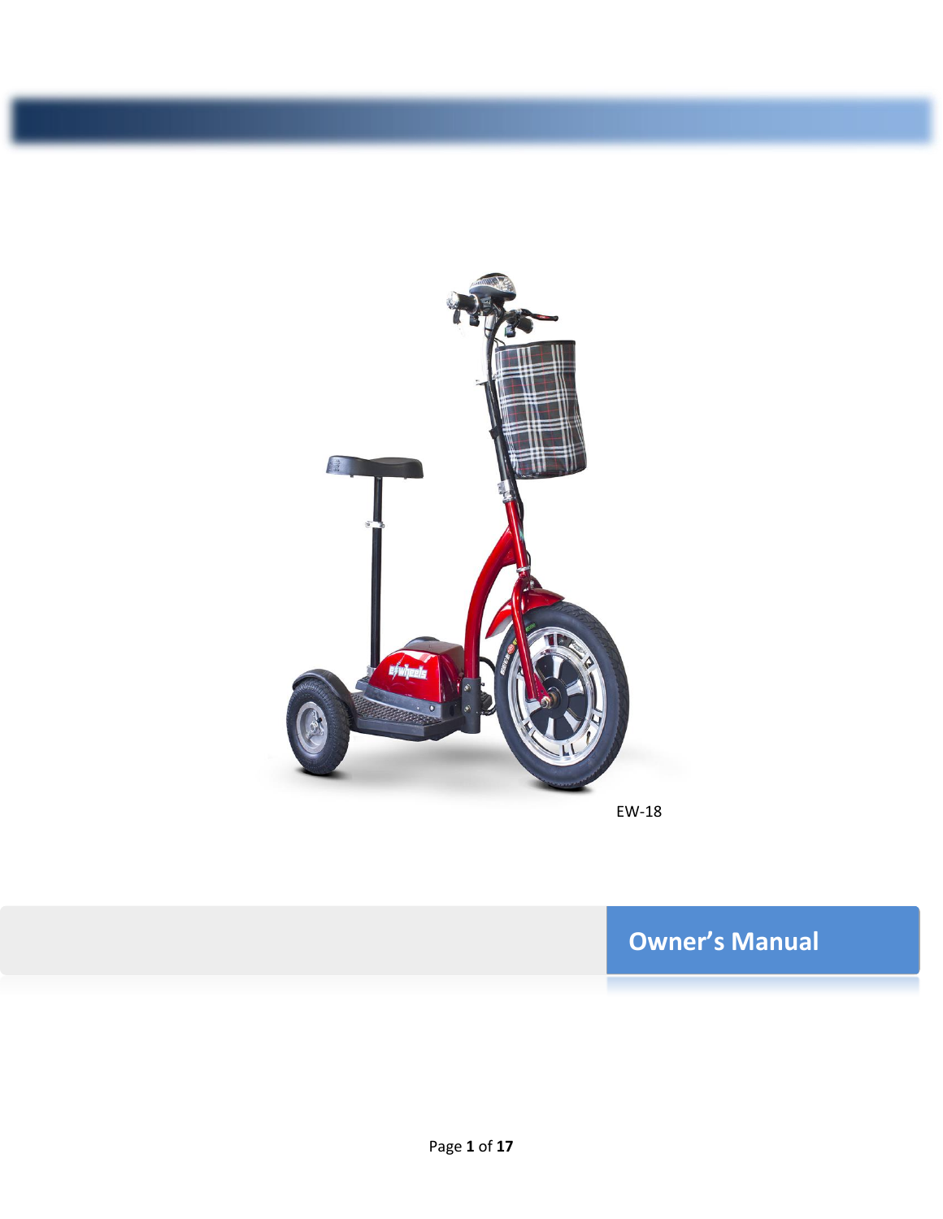EW-18

# Owner's Manual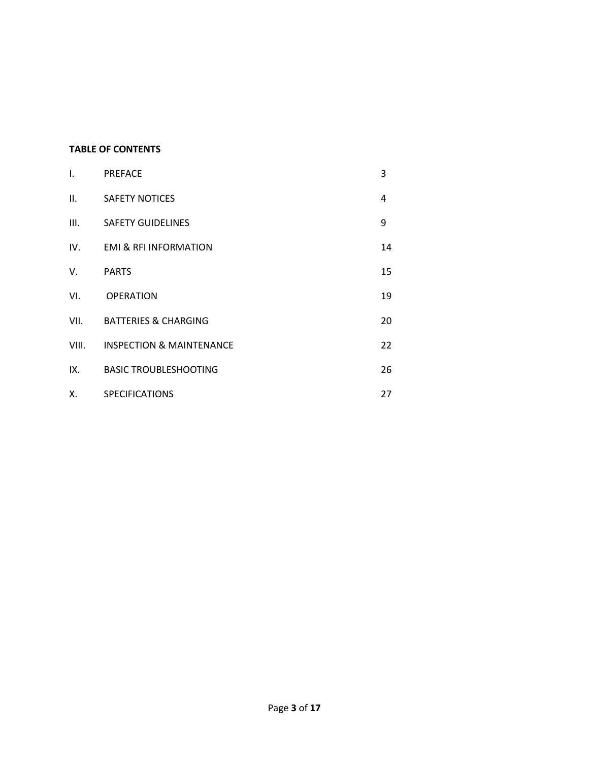**TABLE OF CONTENTS**

| | | |
|---|---|---|
| I. | PREFACE | 3 |
| II. | SAFETY NOTICES | 4 |
| III. | SAFETY GUIDELINES | 9 |
| IV. | EMI & RFI INFORMATION | 14 |
| V. | PARTS | 15 |
| VI. | OPERATION | 19 |
| VII. | BATTERIES & CHARGING | 20 |
| VIII. | INSPECTION & MAINTENANCE | 22 |
| IX. | BASIC TROUBLESHOOTING | 26 |
| X. | SPECIFICATIONS | 27 |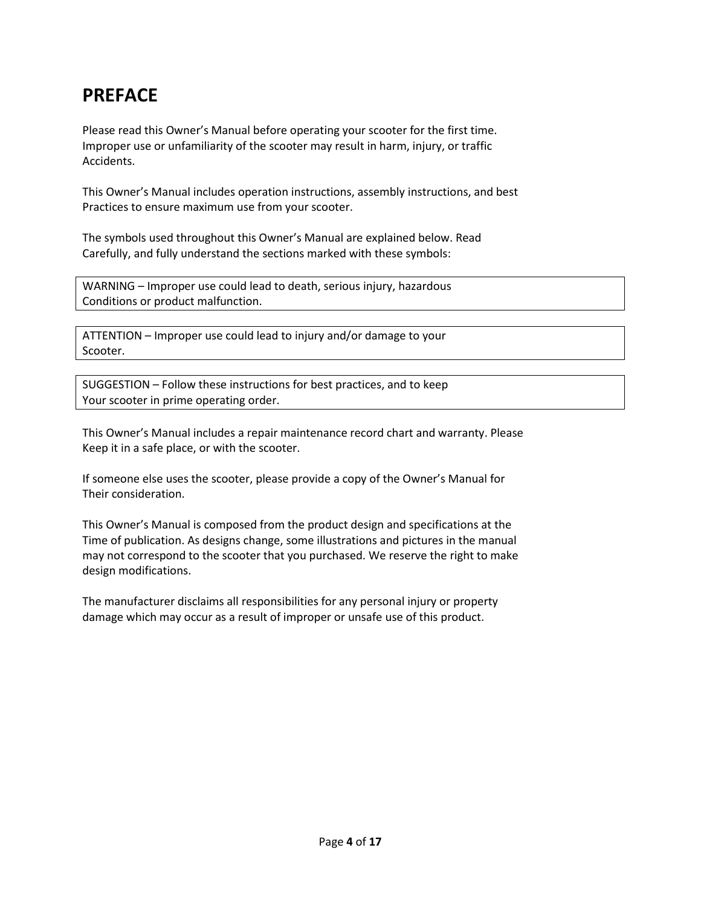# PREFACE

Please read this Owner's Manual before operating your scooter for the first time. Improper use or unfamiliarity of the scooter may result in harm, injury, or traffic Accidents.

This Owner's Manual includes operation instructions, assembly instructions, and best Practices to ensure maximum use from your scooter.

The symbols used throughout this Owner's Manual are explained below. Read Carefully, and fully understand the sections marked with these symbols:

| WARNING – Improper use could lead to death, serious injury, hazardous Conditions or product malfunction. |
| --- |

| ATTENTION – Improper use could lead to injury and/or damage to your Scooter. |
| --- |

| SUGGESTION – Follow these instructions for best practices, and to keep Your scooter in prime operating order. |
| --- |

This Owner's Manual includes a repair maintenance record chart and warranty. Please Keep it in a safe place, or with the scooter.

If someone else uses the scooter, please provide a copy of the Owner's Manual for Their consideration.

This Owner's Manual is composed from the product design and specifications at the Time of publication. As designs change, some illustrations and pictures in the manual may not correspond to the scooter that you purchased. We reserve the right to make design modifications.

The manufacturer disclaims all responsibilities for any personal injury or property damage which may occur as a result of improper or unsafe use of this product.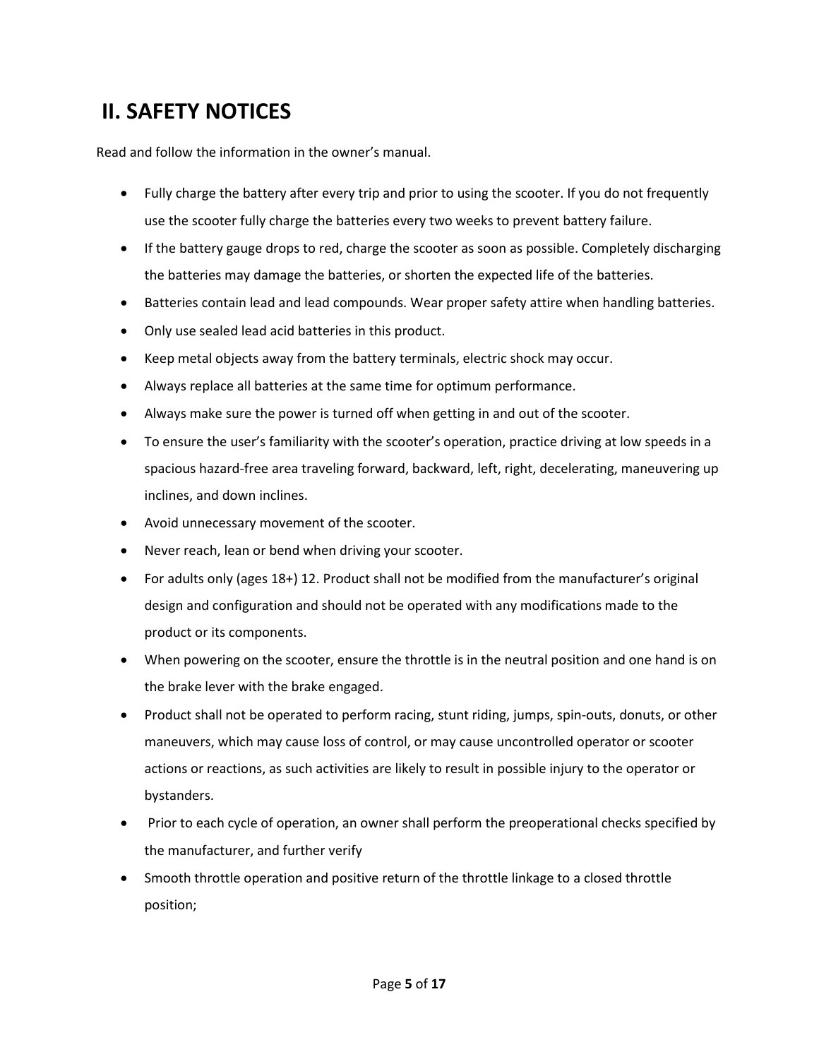# II. SAFETY NOTICES

Read and follow the information in the owner's manual.

- Fully charge the battery after every trip and prior to using the scooter. If you do not frequently use the scooter fully charge the batteries every two weeks to prevent battery failure.
- If the battery gauge drops to red, charge the scooter as soon as possible. Completely discharging the batteries may damage the batteries, or shorten the expected life of the batteries.
- Batteries contain lead and lead compounds. Wear proper safety attire when handling batteries.
- Only use sealed lead acid batteries in this product.
- Keep metal objects away from the battery terminals, electric shock may occur.
- Always replace all batteries at the same time for optimum performance.
- Always make sure the power is turned off when getting in and out of the scooter.
- To ensure the user's familiarity with the scooter's operation, practice driving at low speeds in a spacious hazard-free area traveling forward, backward, left, right, decelerating, maneuvering up inclines, and down inclines.
- Avoid unnecessary movement of the scooter.
- Never reach, lean or bend when driving your scooter.
- For adults only (ages 18+) 12. Product shall not be modified from the manufacturer's original design and configuration and should not be operated with any modifications made to the product or its components.
- When powering on the scooter, ensure the throttle is in the neutral position and one hand is on the brake lever with the brake engaged.
- Product shall not be operated to perform racing, stunt riding, jumps, spin-outs, donuts, or other maneuvers, which may cause loss of control, or may cause uncontrolled operator or scooter actions or reactions, as such activities are likely to result in possible injury to the operator or bystanders.
- Prior to each cycle of operation, an owner shall perform the preoperational checks specified by the manufacturer, and further verify
- Smooth throttle operation and positive return of the throttle linkage to a closed throttle position;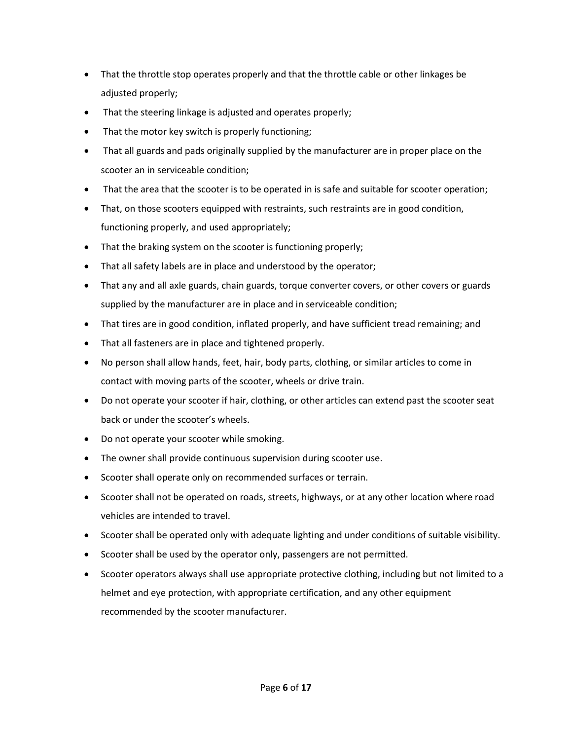- That the throttle stop operates properly and that the throttle cable or other linkages be adjusted properly;
- That the steering linkage is adjusted and operates properly;
- That the motor key switch is properly functioning;
- That all guards and pads originally supplied by the manufacturer are in proper place on the scooter an in serviceable condition;
- That the area that the scooter is to be operated in is safe and suitable for scooter operation;
- That, on those scooters equipped with restraints, such restraints are in good condition, functioning properly, and used appropriately;
- That the braking system on the scooter is functioning properly;
- That all safety labels are in place and understood by the operator;
- That any and all axle guards, chain guards, torque converter covers, or other covers or guards supplied by the manufacturer are in place and in serviceable condition;
- That tires are in good condition, inflated properly, and have sufficient tread remaining; and
- That all fasteners are in place and tightened properly.
- No person shall allow hands, feet, hair, body parts, clothing, or similar articles to come in contact with moving parts of the scooter, wheels or drive train.
- Do not operate your scooter if hair, clothing, or other articles can extend past the scooter seat back or under the scooter's wheels.
- Do not operate your scooter while smoking.
- The owner shall provide continuous supervision during scooter use.
- Scooter shall operate only on recommended surfaces or terrain.
- Scooter shall not be operated on roads, streets, highways, or at any other location where road vehicles are intended to travel.
- Scooter shall be operated only with adequate lighting and under conditions of suitable visibility.
- Scooter shall be used by the operator only, passengers are not permitted.
- Scooter operators always shall use appropriate protective clothing, including but not limited to a helmet and eye protection, with appropriate certification, and any other equipment recommended by the scooter manufacturer.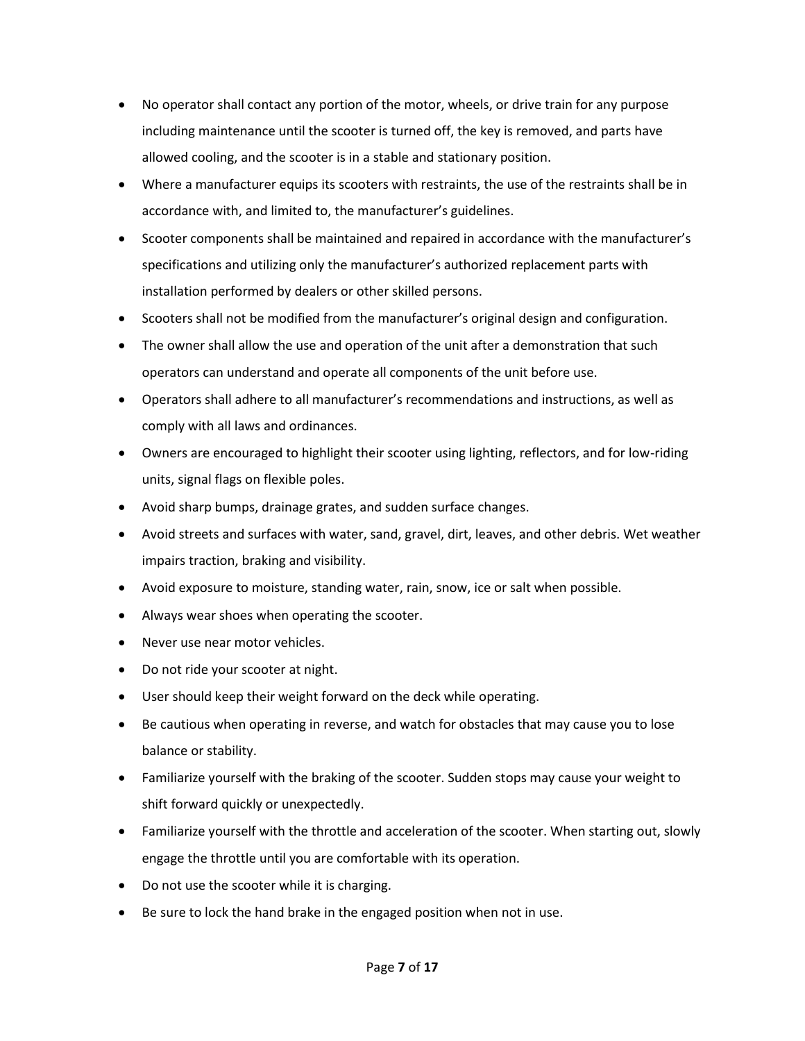- No operator shall contact any portion of the motor, wheels, or drive train for any purpose including maintenance until the scooter is turned off, the key is removed, and parts have allowed cooling, and the scooter is in a stable and stationary position.
- Where a manufacturer equips its scooters with restraints, the use of the restraints shall be in accordance with, and limited to, the manufacturer's guidelines.
- Scooter components shall be maintained and repaired in accordance with the manufacturer's specifications and utilizing only the manufacturer's authorized replacement parts with installation performed by dealers or other skilled persons.
- Scooters shall not be modified from the manufacturer's original design and configuration.
- The owner shall allow the use and operation of the unit after a demonstration that such operators can understand and operate all components of the unit before use.
- Operators shall adhere to all manufacturer's recommendations and instructions, as well as comply with all laws and ordinances.
- Owners are encouraged to highlight their scooter using lighting, reflectors, and for low-riding units, signal flags on flexible poles.
- Avoid sharp bumps, drainage grates, and sudden surface changes.
- Avoid streets and surfaces with water, sand, gravel, dirt, leaves, and other debris. Wet weather impairs traction, braking and visibility.
- Avoid exposure to moisture, standing water, rain, snow, ice or salt when possible.
- Always wear shoes when operating the scooter.
- Never use near motor vehicles.
- Do not ride your scooter at night.
- User should keep their weight forward on the deck while operating.
- Be cautious when operating in reverse, and watch for obstacles that may cause you to lose balance or stability.
- Familiarize yourself with the braking of the scooter. Sudden stops may cause your weight to shift forward quickly or unexpectedly.
- Familiarize yourself with the throttle and acceleration of the scooter. When starting out, slowly engage the throttle until you are comfortable with its operation.
- Do not use the scooter while it is charging.
- Be sure to lock the hand brake in the engaged position when not in use.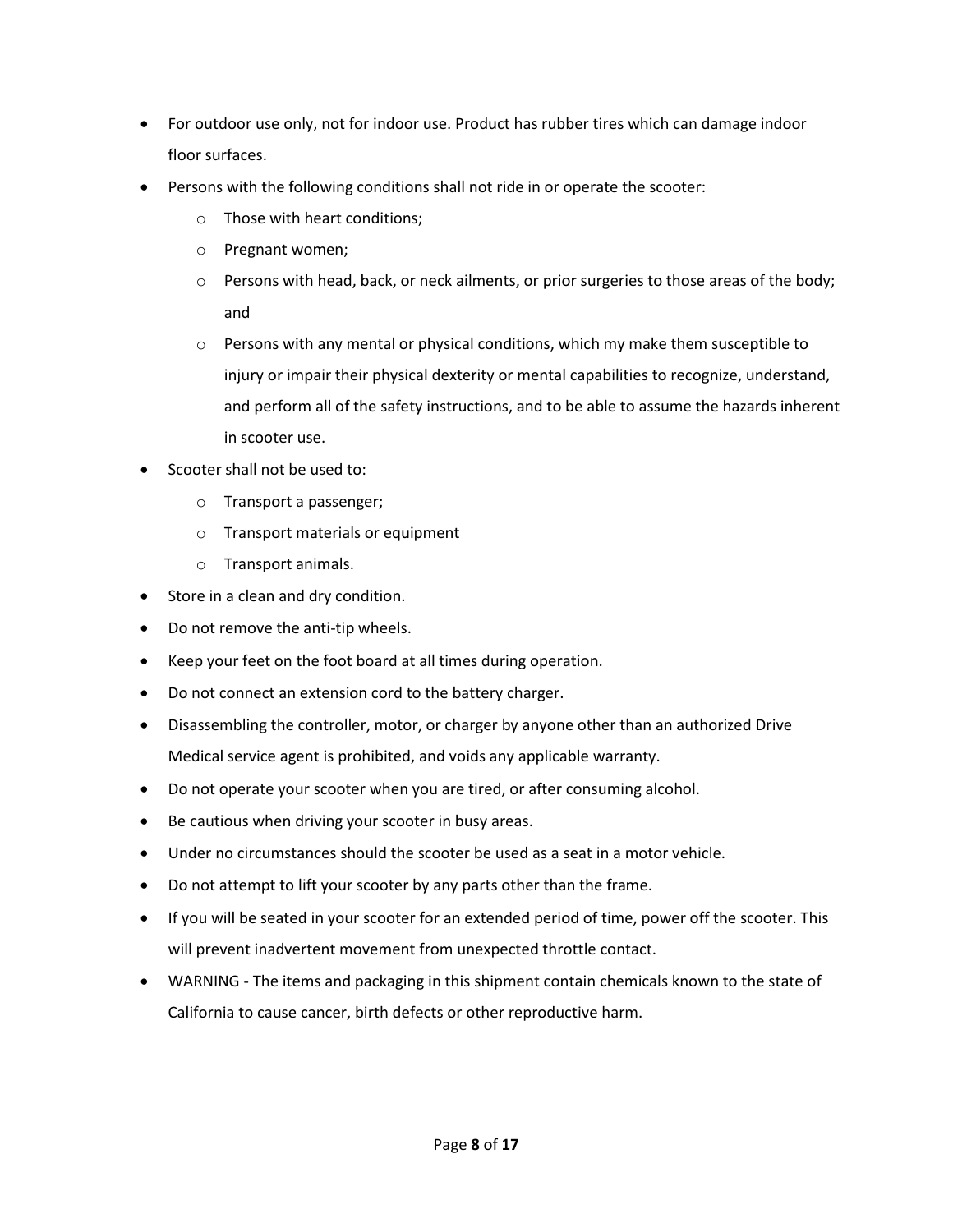- For outdoor use only, not for indoor use. Product has rubber tires which can damage indoor floor surfaces.
- Persons with the following conditions shall not ride in or operate the scooter:
  - Those with heart conditions;
  - Pregnant women;
  - Persons with head, back, or neck ailments, or prior surgeries to those areas of the body; and
  - Persons with any mental or physical conditions, which my make them susceptible to injury or impair their physical dexterity or mental capabilities to recognize, understand, and perform all of the safety instructions, and to be able to assume the hazards inherent in scooter use.
- Scooter shall not be used to:
  - Transport a passenger;
  - Transport materials or equipment
  - Transport animals.
- Store in a clean and dry condition.
- Do not remove the anti-tip wheels.
- Keep your feet on the foot board at all times during operation.
- Do not connect an extension cord to the battery charger.
- Disassembling the controller, motor, or charger by anyone other than an authorized Drive Medical service agent is prohibited, and voids any applicable warranty.
- Do not operate your scooter when you are tired, or after consuming alcohol.
- Be cautious when driving your scooter in busy areas.
- Under no circumstances should the scooter be used as a seat in a motor vehicle.
- Do not attempt to lift your scooter by any parts other than the frame.
- If you will be seated in your scooter for an extended period of time, power off the scooter. This will prevent inadvertent movement from unexpected throttle contact.
- WARNING - The items and packaging in this shipment contain chemicals known to the state of California to cause cancer, birth defects or other reproductive harm.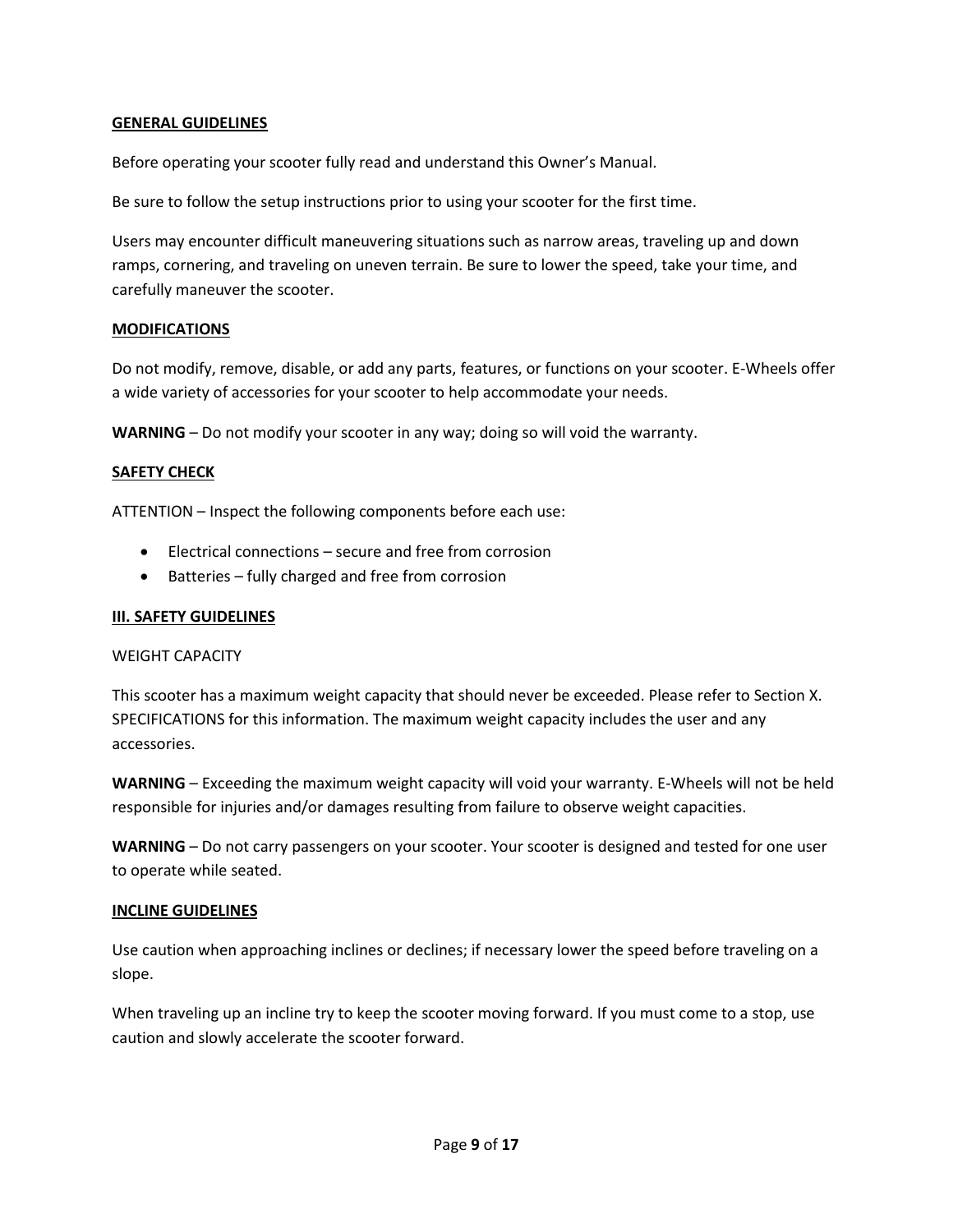## GENERAL GUIDELINES

Before operating your scooter fully read and understand this Owner's Manual.

Be sure to follow the setup instructions prior to using your scooter for the first time.

Users may encounter difficult maneuvering situations such as narrow areas, traveling up and down ramps, cornering, and traveling on uneven terrain. Be sure to lower the speed, take your time, and carefully maneuver the scooter.

## MODIFICATIONS

Do not modify, remove, disable, or add any parts, features, or functions on your scooter. E-Wheels offer a wide variety of accessories for your scooter to help accommodate your needs.

**WARNING** – Do not modify your scooter in any way; doing so will void the warranty.

## SAFETY CHECK

ATTENTION – Inspect the following components before each use:

- Electrical connections – secure and free from corrosion
- Batteries – fully charged and free from corrosion

# III. SAFETY GUIDELINES

WEIGHT CAPACITY

This scooter has a maximum weight capacity that should never be exceeded. Please refer to Section X. SPECIFICATIONS for this information. The maximum weight capacity includes the user and any accessories.

**WARNING** – Exceeding the maximum weight capacity will void your warranty. E-Wheels will not be held responsible for injuries and/or damages resulting from failure to observe weight capacities.

**WARNING** – Do not carry passengers on your scooter. Your scooter is designed and tested for one user to operate while seated.

## INCLINE GUIDELINES

Use caution when approaching inclines or declines; if necessary lower the speed before traveling on a slope.

When traveling up an incline try to keep the scooter moving forward. If you must come to a stop, use caution and slowly accelerate the scooter forward.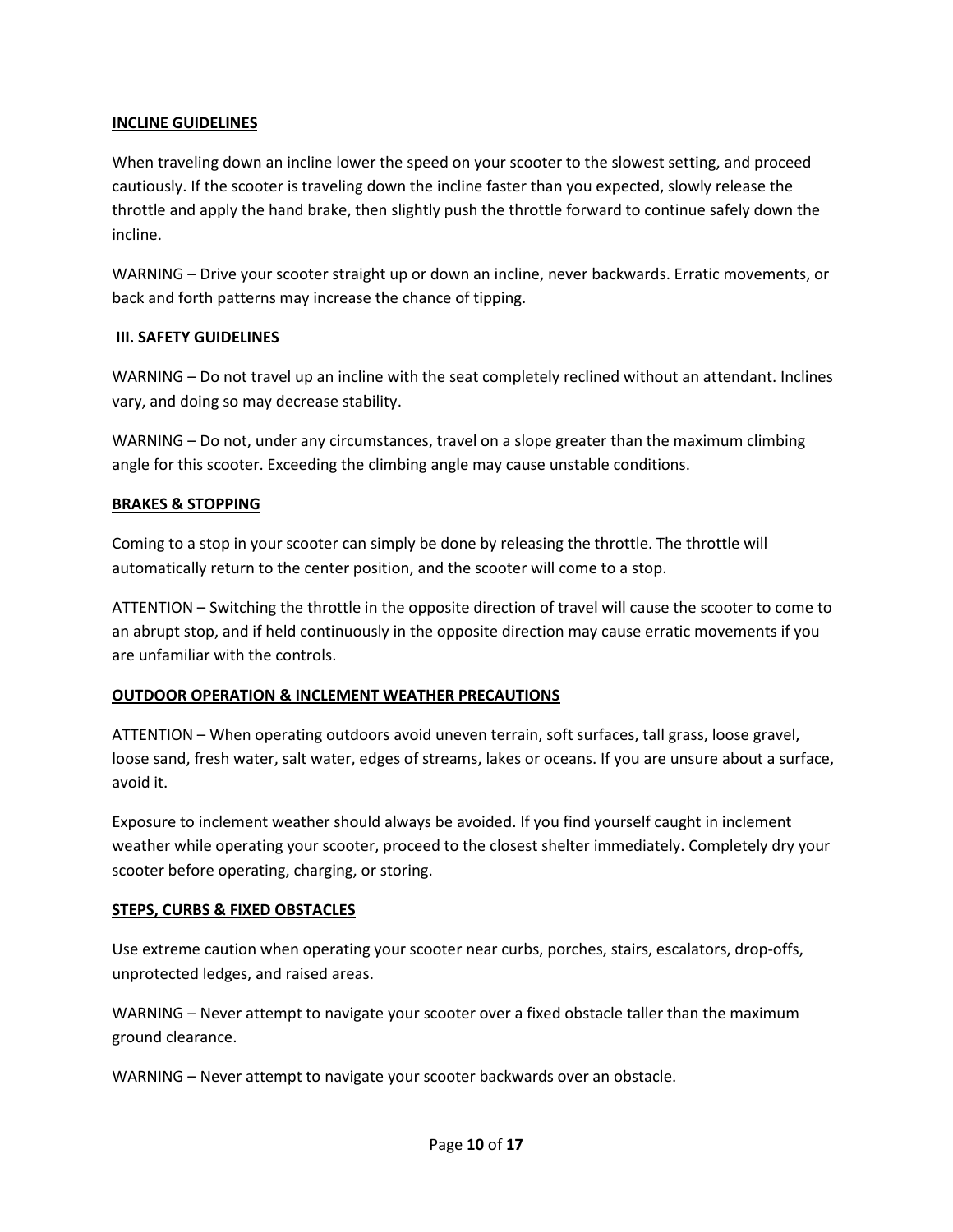**INCLINE GUIDELINES**

When traveling down an incline lower the speed on your scooter to the slowest setting, and proceed cautiously. If the scooter is traveling down the incline faster than you expected, slowly release the throttle and apply the hand brake, then slightly push the throttle forward to continue safely down the incline.

WARNING – Drive your scooter straight up or down an incline, never backwards. Erratic movements, or back and forth patterns may increase the chance of tipping.

## III. SAFETY GUIDELINES

WARNING – Do not travel up an incline with the seat completely reclined without an attendant. Inclines vary, and doing so may decrease stability.

WARNING – Do not, under any circumstances, travel on a slope greater than the maximum climbing angle for this scooter. Exceeding the climbing angle may cause unstable conditions.

**BRAKES & STOPPING**

Coming to a stop in your scooter can simply be done by releasing the throttle. The throttle will automatically return to the center position, and the scooter will come to a stop.

ATTENTION – Switching the throttle in the opposite direction of travel will cause the scooter to come to an abrupt stop, and if held continuously in the opposite direction may cause erratic movements if you are unfamiliar with the controls.

**OUTDOOR OPERATION & INCLEMENT WEATHER PRECAUTIONS**

ATTENTION – When operating outdoors avoid uneven terrain, soft surfaces, tall grass, loose gravel, loose sand, fresh water, salt water, edges of streams, lakes or oceans. If you are unsure about a surface, avoid it.

Exposure to inclement weather should always be avoided. If you find yourself caught in inclement weather while operating your scooter, proceed to the closest shelter immediately. Completely dry your scooter before operating, charging, or storing.

**STEPS, CURBS & FIXED OBSTACLES**

Use extreme caution when operating your scooter near curbs, porches, stairs, escalators, drop-offs, unprotected ledges, and raised areas.

WARNING – Never attempt to navigate your scooter over a fixed obstacle taller than the maximum ground clearance.

WARNING – Never attempt to navigate your scooter backwards over an obstacle.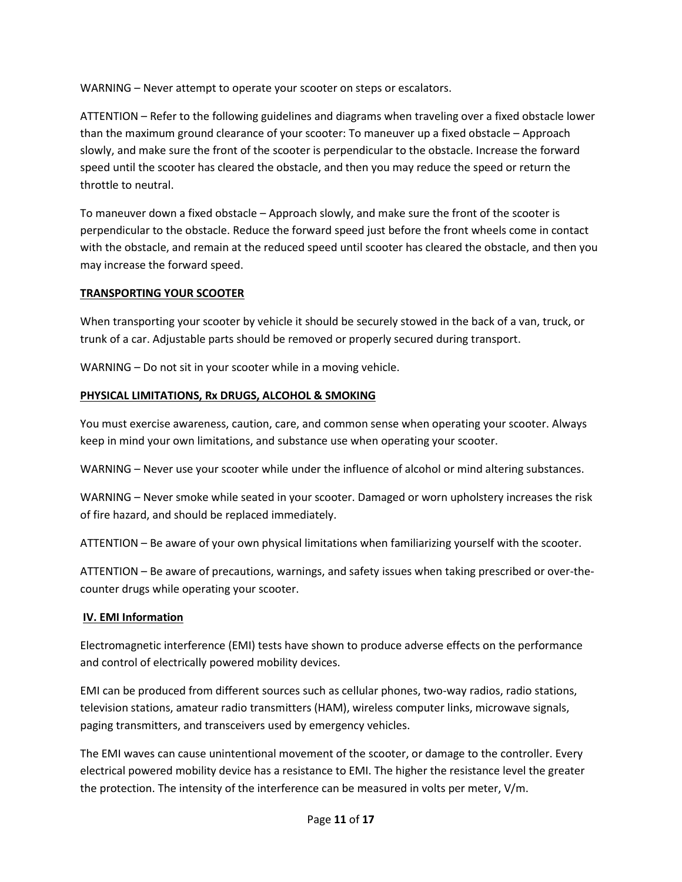WARNING – Never attempt to operate your scooter on steps or escalators.

ATTENTION – Refer to the following guidelines and diagrams when traveling over a fixed obstacle lower than the maximum ground clearance of your scooter: To maneuver up a fixed obstacle – Approach slowly, and make sure the front of the scooter is perpendicular to the obstacle. Increase the forward speed until the scooter has cleared the obstacle, and then you may reduce the speed or return the throttle to neutral.

To maneuver down a fixed obstacle – Approach slowly, and make sure the front of the scooter is perpendicular to the obstacle. Reduce the forward speed just before the front wheels come in contact with the obstacle, and remain at the reduced speed until scooter has cleared the obstacle, and then you may increase the forward speed.

**TRANSPORTING YOUR SCOOTER**

When transporting your scooter by vehicle it should be securely stowed in the back of a van, truck, or trunk of a car. Adjustable parts should be removed or properly secured during transport.

WARNING – Do not sit in your scooter while in a moving vehicle.

**PHYSICAL LIMITATIONS, Rx DRUGS, ALCOHOL & SMOKING**

You must exercise awareness, caution, care, and common sense when operating your scooter. Always keep in mind your own limitations, and substance use when operating your scooter.

WARNING – Never use your scooter while under the influence of alcohol or mind altering substances.

WARNING – Never smoke while seated in your scooter. Damaged or worn upholstery increases the risk of fire hazard, and should be replaced immediately.

ATTENTION – Be aware of your own physical limitations when familiarizing yourself with the scooter.

ATTENTION – Be aware of precautions, warnings, and safety issues when taking prescribed or over-the-counter drugs while operating your scooter.

## IV. EMI Information

Electromagnetic interference (EMI) tests have shown to produce adverse effects on the performance and control of electrically powered mobility devices.

EMI can be produced from different sources such as cellular phones, two-way radios, radio stations, television stations, amateur radio transmitters (HAM), wireless computer links, microwave signals, paging transmitters, and transceivers used by emergency vehicles.

The EMI waves can cause unintentional movement of the scooter, or damage to the controller. Every electrical powered mobility device has a resistance to EMI. The higher the resistance level the greater the protection. The intensity of the interference can be measured in volts per meter, V/m.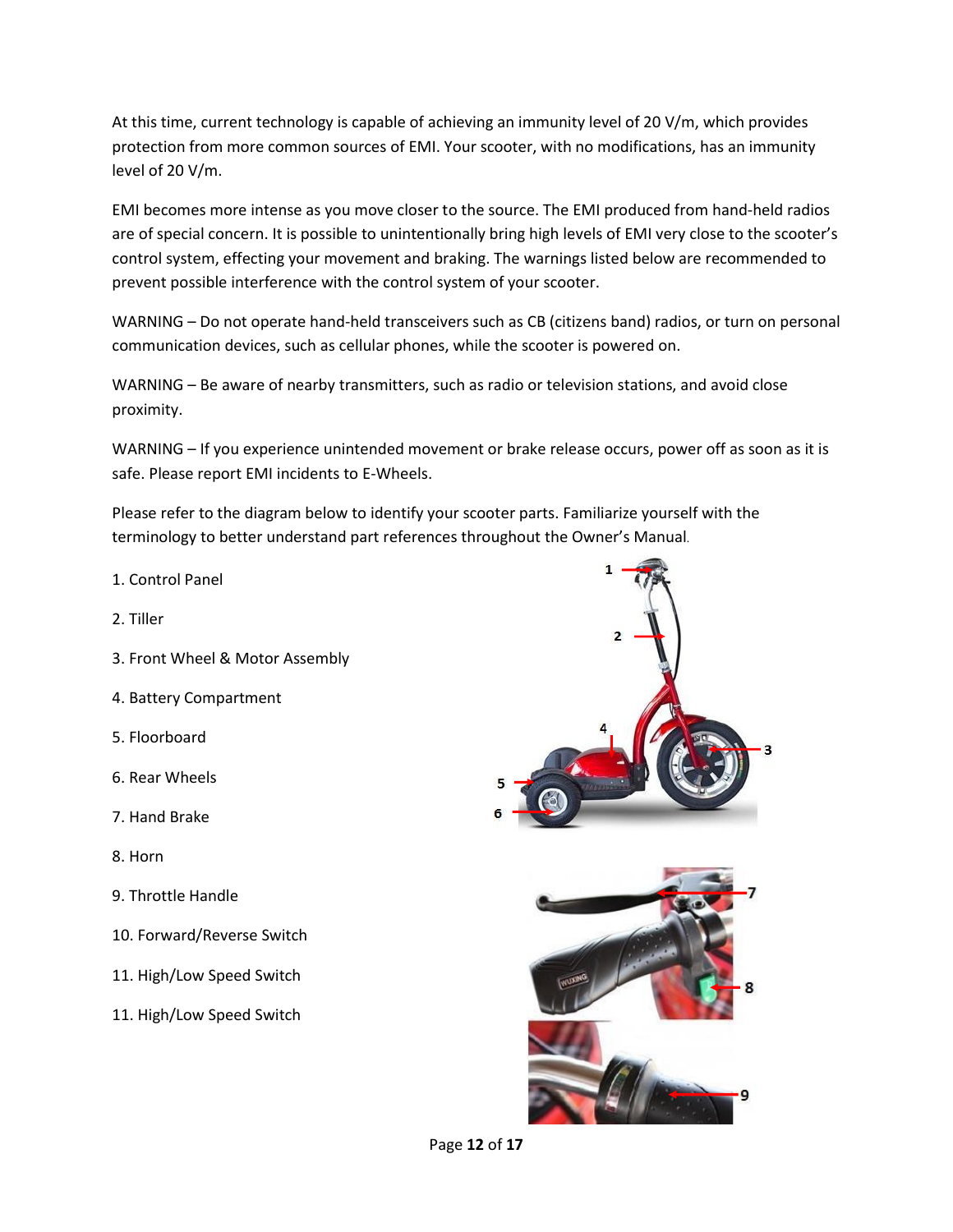At this time, current technology is capable of achieving an immunity level of 20 V/m, which provides protection from more common sources of EMI. Your scooter, with no modifications, has an immunity level of 20 V/m.

EMI becomes more intense as you move closer to the source. The EMI produced from hand-held radios are of special concern. It is possible to unintentionally bring high levels of EMI very close to the scooter's control system, effecting your movement and braking. The warnings listed below are recommended to prevent possible interference with the control system of your scooter.

WARNING – Do not operate hand-held transceivers such as CB (citizens band) radios, or turn on personal communication devices, such as cellular phones, while the scooter is powered on.

WARNING – Be aware of nearby transmitters, such as radio or television stations, and avoid close proximity.

WARNING – If you experience unintended movement or brake release occurs, power off as soon as it is safe. Please report EMI incidents to E-Wheels.

Please refer to the diagram below to identify your scooter parts. Familiarize yourself with the terminology to better understand part references throughout the Owner's Manual.

1. Control Panel
2. Tiller
3. Front Wheel & Motor Assembly
4. Battery Compartment
5. Floorboard
6. Rear Wheels
7. Hand Brake
8. Horn
9. Throttle Handle
10. Forward/Reverse Switch
11. High/Low Speed Switch
11. High/Low Speed Switch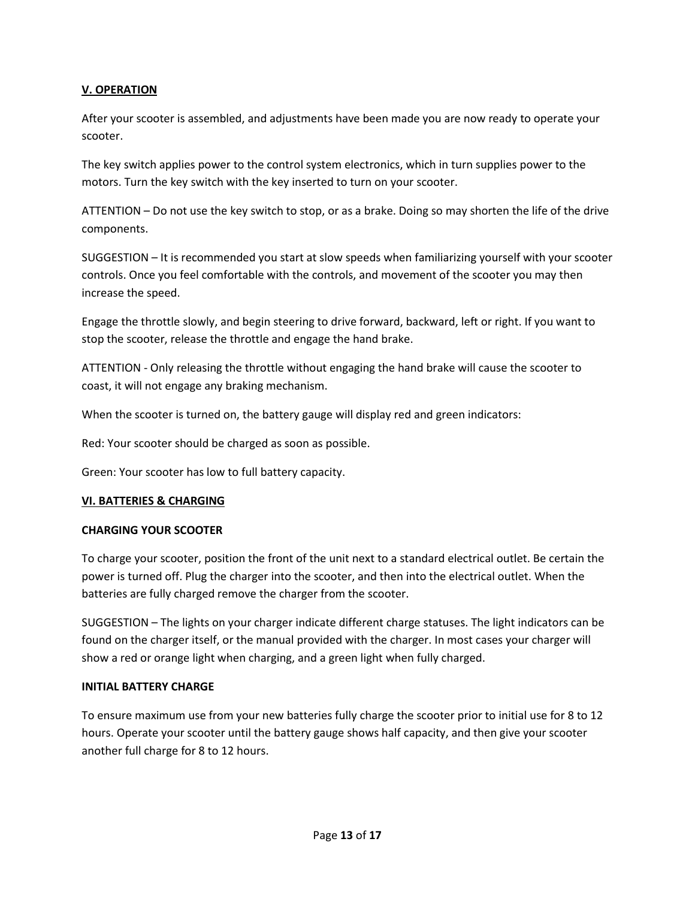## V. OPERATION

After your scooter is assembled, and adjustments have been made you are now ready to operate your scooter.

The key switch applies power to the control system electronics, which in turn supplies power to the motors. Turn the key switch with the key inserted to turn on your scooter.

ATTENTION – Do not use the key switch to stop, or as a brake. Doing so may shorten the life of the drive components.

SUGGESTION – It is recommended you start at slow speeds when familiarizing yourself with your scooter controls. Once you feel comfortable with the controls, and movement of the scooter you may then increase the speed.

Engage the throttle slowly, and begin steering to drive forward, backward, left or right. If you want to stop the scooter, release the throttle and engage the hand brake.

ATTENTION - Only releasing the throttle without engaging the hand brake will cause the scooter to coast, it will not engage any braking mechanism.

When the scooter is turned on, the battery gauge will display red and green indicators:

Red: Your scooter should be charged as soon as possible.

Green: Your scooter has low to full battery capacity.

## VI. BATTERIES & CHARGING

### CHARGING YOUR SCOOTER

To charge your scooter, position the front of the unit next to a standard electrical outlet. Be certain the power is turned off. Plug the charger into the scooter, and then into the electrical outlet. When the batteries are fully charged remove the charger from the scooter.

SUGGESTION – The lights on your charger indicate different charge statuses. The light indicators can be found on the charger itself, or the manual provided with the charger. In most cases your charger will show a red or orange light when charging, and a green light when fully charged.

### INITIAL BATTERY CHARGE

To ensure maximum use from your new batteries fully charge the scooter prior to initial use for 8 to 12 hours. Operate your scooter until the battery gauge shows half capacity, and then give your scooter another full charge for 8 to 12 hours.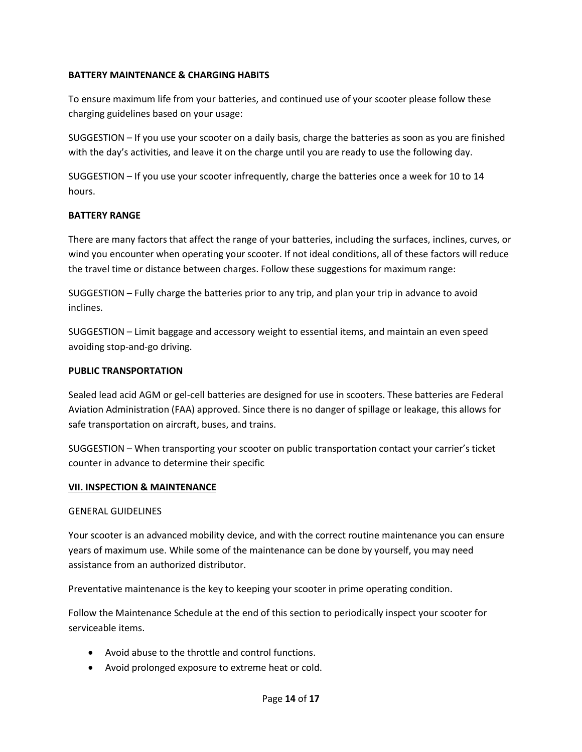**BATTERY MAINTENANCE & CHARGING HABITS**

To ensure maximum life from your batteries, and continued use of your scooter please follow these charging guidelines based on your usage:

SUGGESTION – If you use your scooter on a daily basis, charge the batteries as soon as you are finished with the day's activities, and leave it on the charge until you are ready to use the following day.

SUGGESTION – If you use your scooter infrequently, charge the batteries once a week for 10 to 14 hours.

**BATTERY RANGE**

There are many factors that affect the range of your batteries, including the surfaces, inclines, curves, or wind you encounter when operating your scooter. If not ideal conditions, all of these factors will reduce the travel time or distance between charges. Follow these suggestions for maximum range:

SUGGESTION – Fully charge the batteries prior to any trip, and plan your trip in advance to avoid inclines.

SUGGESTION – Limit baggage and accessory weight to essential items, and maintain an even speed avoiding stop-and-go driving.

**PUBLIC TRANSPORTATION**

Sealed lead acid AGM or gel-cell batteries are designed for use in scooters. These batteries are Federal Aviation Administration (FAA) approved. Since there is no danger of spillage or leakage, this allows for safe transportation on aircraft, buses, and trains.

SUGGESTION – When transporting your scooter on public transportation contact your carrier's ticket counter in advance to determine their specific

## VII. INSPECTION & MAINTENANCE

GENERAL GUIDELINES

Your scooter is an advanced mobility device, and with the correct routine maintenance you can ensure years of maximum use. While some of the maintenance can be done by yourself, you may need assistance from an authorized distributor.

Preventative maintenance is the key to keeping your scooter in prime operating condition.

Follow the Maintenance Schedule at the end of this section to periodically inspect your scooter for serviceable items.

- Avoid abuse to the throttle and control functions.
- Avoid prolonged exposure to extreme heat or cold.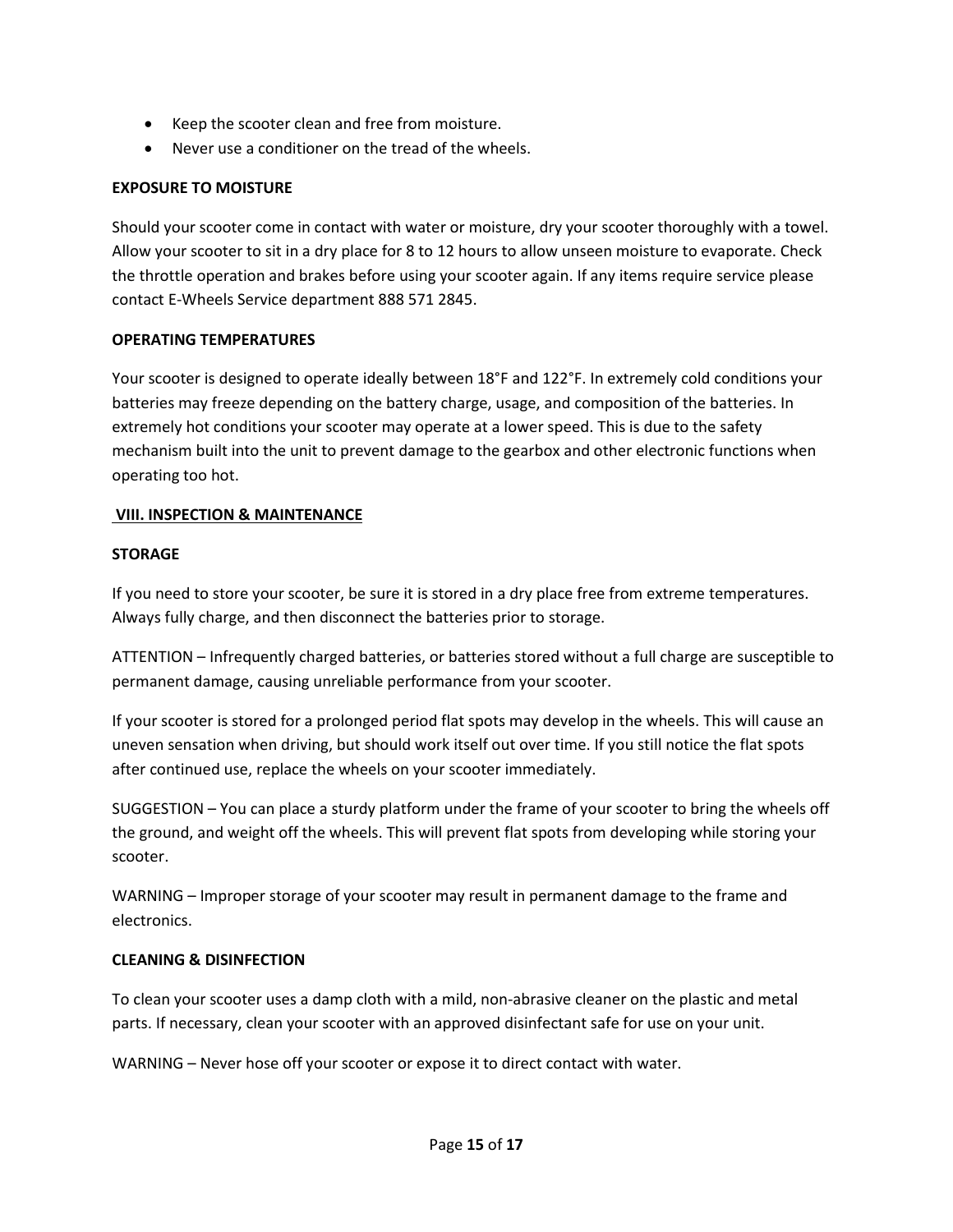- Keep the scooter clean and free from moisture.
- Never use a conditioner on the tread of the wheels.

**EXPOSURE TO MOISTURE**

Should your scooter come in contact with water or moisture, dry your scooter thoroughly with a towel. Allow your scooter to sit in a dry place for 8 to 12 hours to allow unseen moisture to evaporate. Check the throttle operation and brakes before using your scooter again. If any items require service please contact E-Wheels Service department 888 571 2845.

**OPERATING TEMPERATURES**

Your scooter is designed to operate ideally between 18°F and 122°F. In extremely cold conditions your batteries may freeze depending on the battery charge, usage, and composition of the batteries. In extremely hot conditions your scooter may operate at a lower speed. This is due to the safety mechanism built into the unit to prevent damage to the gearbox and other electronic functions when operating too hot.

## VIII. INSPECTION & MAINTENANCE

**STORAGE**

If you need to store your scooter, be sure it is stored in a dry place free from extreme temperatures. Always fully charge, and then disconnect the batteries prior to storage.

ATTENTION – Infrequently charged batteries, or batteries stored without a full charge are susceptible to permanent damage, causing unreliable performance from your scooter.

If your scooter is stored for a prolonged period flat spots may develop in the wheels. This will cause an uneven sensation when driving, but should work itself out over time. If you still notice the flat spots after continued use, replace the wheels on your scooter immediately.

SUGGESTION – You can place a sturdy platform under the frame of your scooter to bring the wheels off the ground, and weight off the wheels. This will prevent flat spots from developing while storing your scooter.

WARNING – Improper storage of your scooter may result in permanent damage to the frame and electronics.

**CLEANING & DISINFECTION**

To clean your scooter uses a damp cloth with a mild, non-abrasive cleaner on the plastic and metal parts. If necessary, clean your scooter with an approved disinfectant safe for use on your unit.

WARNING – Never hose off your scooter or expose it to direct contact with water.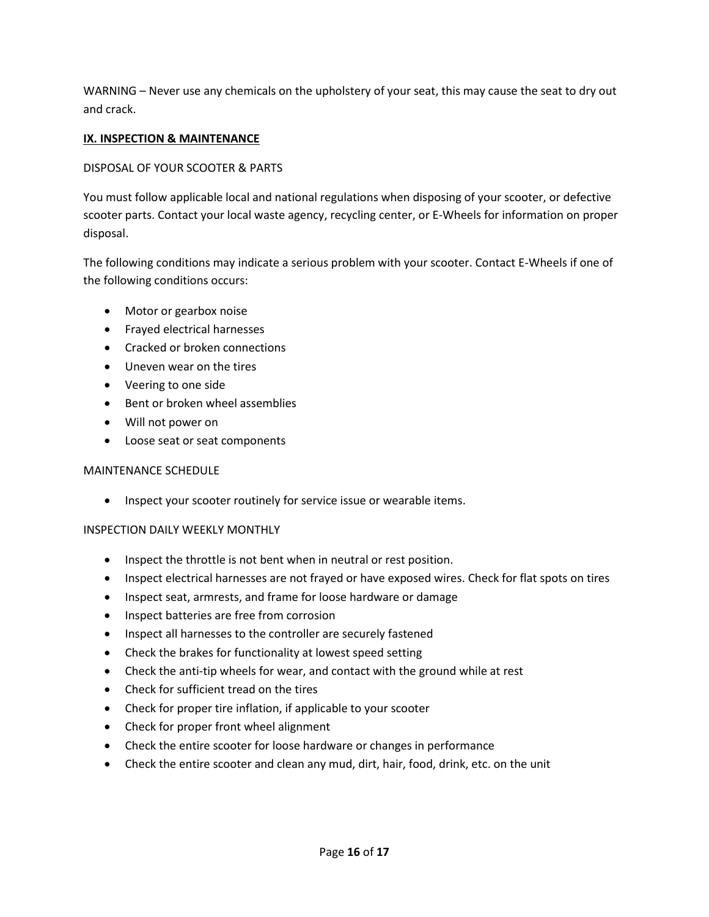WARNING – Never use any chemicals on the upholstery of your seat, this may cause the seat to dry out and crack.

## IX. INSPECTION & MAINTENANCE

DISPOSAL OF YOUR SCOOTER & PARTS

You must follow applicable local and national regulations when disposing of your scooter, or defective scooter parts. Contact your local waste agency, recycling center, or E-Wheels for information on proper disposal.

The following conditions may indicate a serious problem with your scooter. Contact E-Wheels if one of the following conditions occurs:

- Motor or gearbox noise
- Frayed electrical harnesses
- Cracked or broken connections
- Uneven wear on the tires
- Veering to one side
- Bent or broken wheel assemblies
- Will not power on
- Loose seat or seat components

MAINTENANCE SCHEDULE

- Inspect your scooter routinely for service issue or wearable items.

INSPECTION DAILY WEEKLY MONTHLY

- Inspect the throttle is not bent when in neutral or rest position.
- Inspect electrical harnesses are not frayed or have exposed wires. Check for flat spots on tires
- Inspect seat, armrests, and frame for loose hardware or damage
- Inspect batteries are free from corrosion
- Inspect all harnesses to the controller are securely fastened
- Check the brakes for functionality at lowest speed setting
- Check the anti-tip wheels for wear, and contact with the ground while at rest
- Check for sufficient tread on the tires
- Check for proper tire inflation, if applicable to your scooter
- Check for proper front wheel alignment
- Check the entire scooter for loose hardware or changes in performance
- Check the entire scooter and clean any mud, dirt, hair, food, drink, etc. on the unit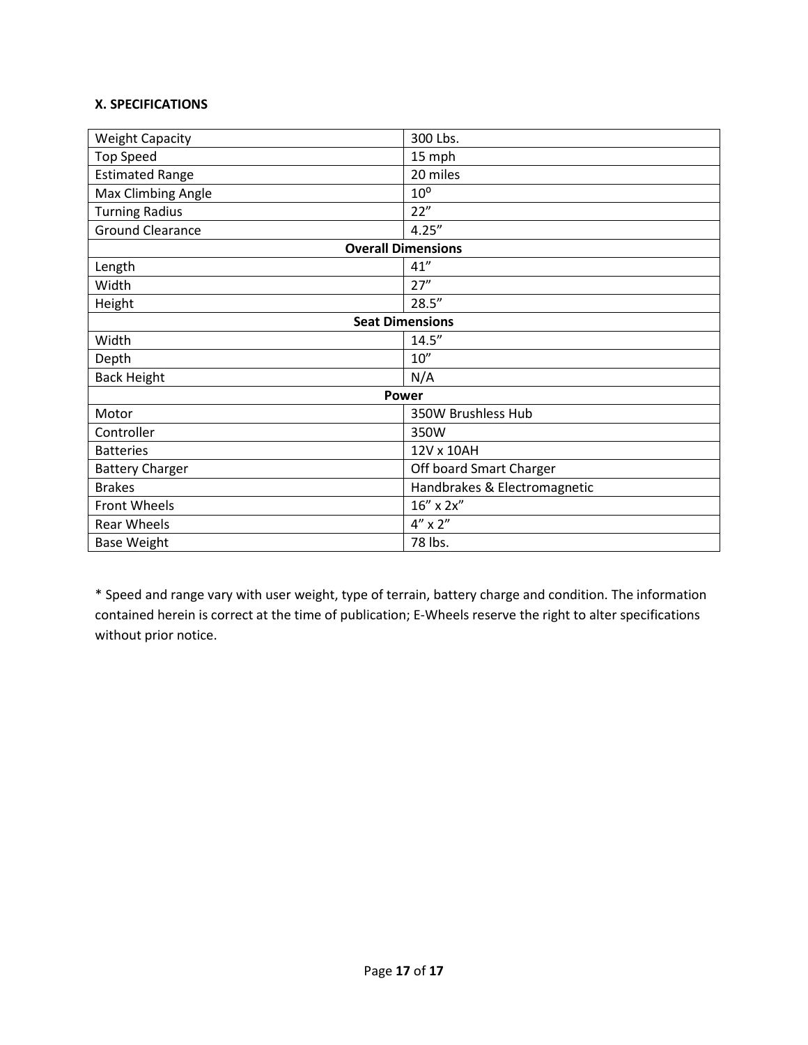### X. SPECIFICATIONS

| | |
|---|---|
| Weight Capacity | 300 Lbs. |
| Top Speed | 15 mph |
| Estimated Range | 20 miles |
| Max Climbing Angle | 10º |
| Turning Radius | 22” |
| Ground Clearance | 4.25” |
| **Overall Dimensions** | |
| Length | 41” |
| Width | 27” |
| Height | 28.5” |
| **Seat Dimensions** | |
| Width | 14.5” |
| Depth | 10” |
| Back Height | N/A |
| **Power** | |
| Motor | 350W Brushless Hub |
| Controller | 350W |
| Batteries | 12V x 10AH |
| Battery Charger | Off board Smart Charger |
| Brakes | Handbrakes & Electromagnetic |
| Front Wheels | 16” x 2x” |
| Rear Wheels | 4” x 2” |
| Base Weight | 78 lbs. |

* Speed and range vary with user weight, type of terrain, battery charge and condition. The information contained herein is correct at the time of publication; E-Wheels reserve the right to alter specifications without prior notice.